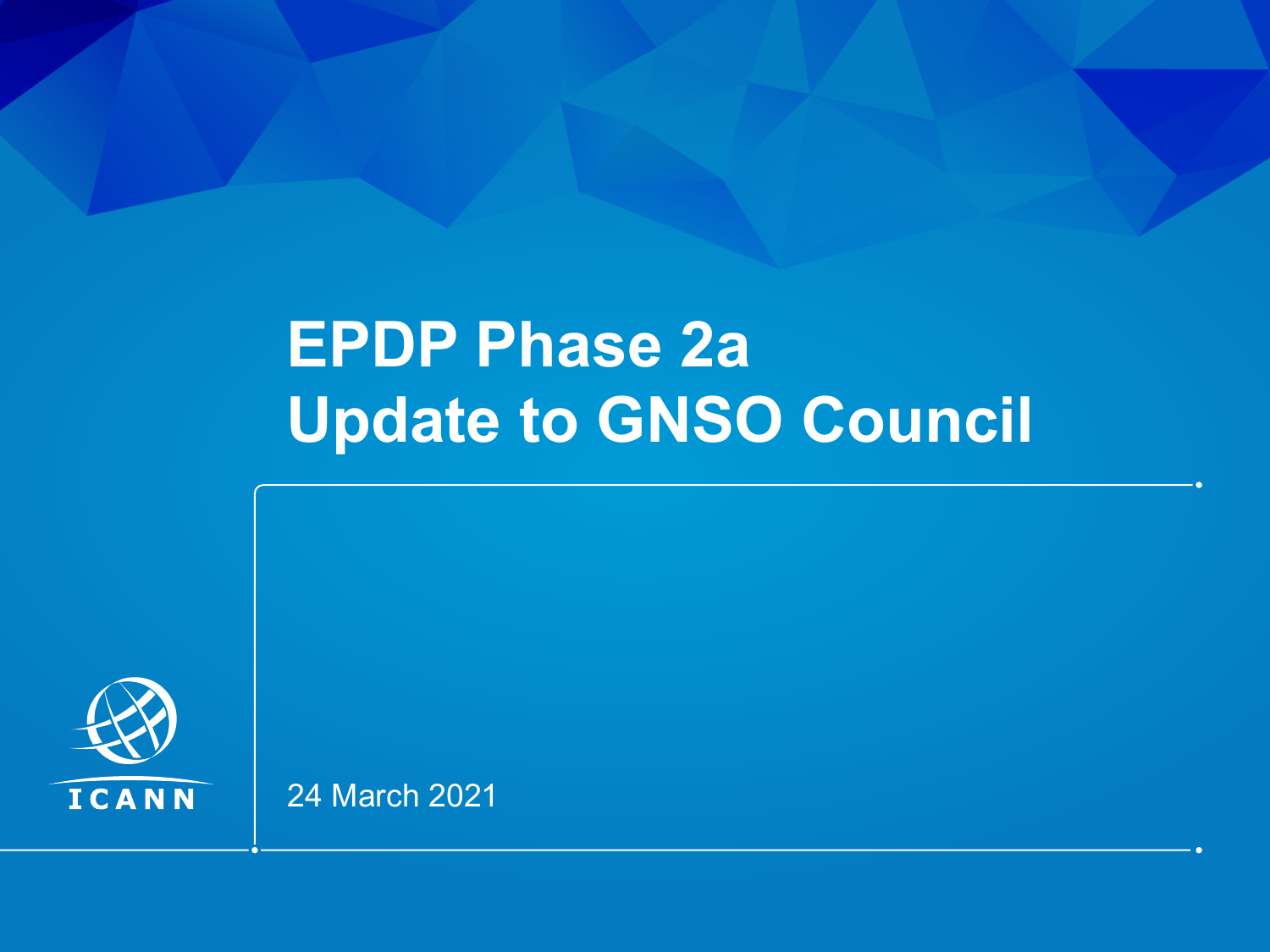# EPDP Phase 2a Update to GNSO Council

24 March 2021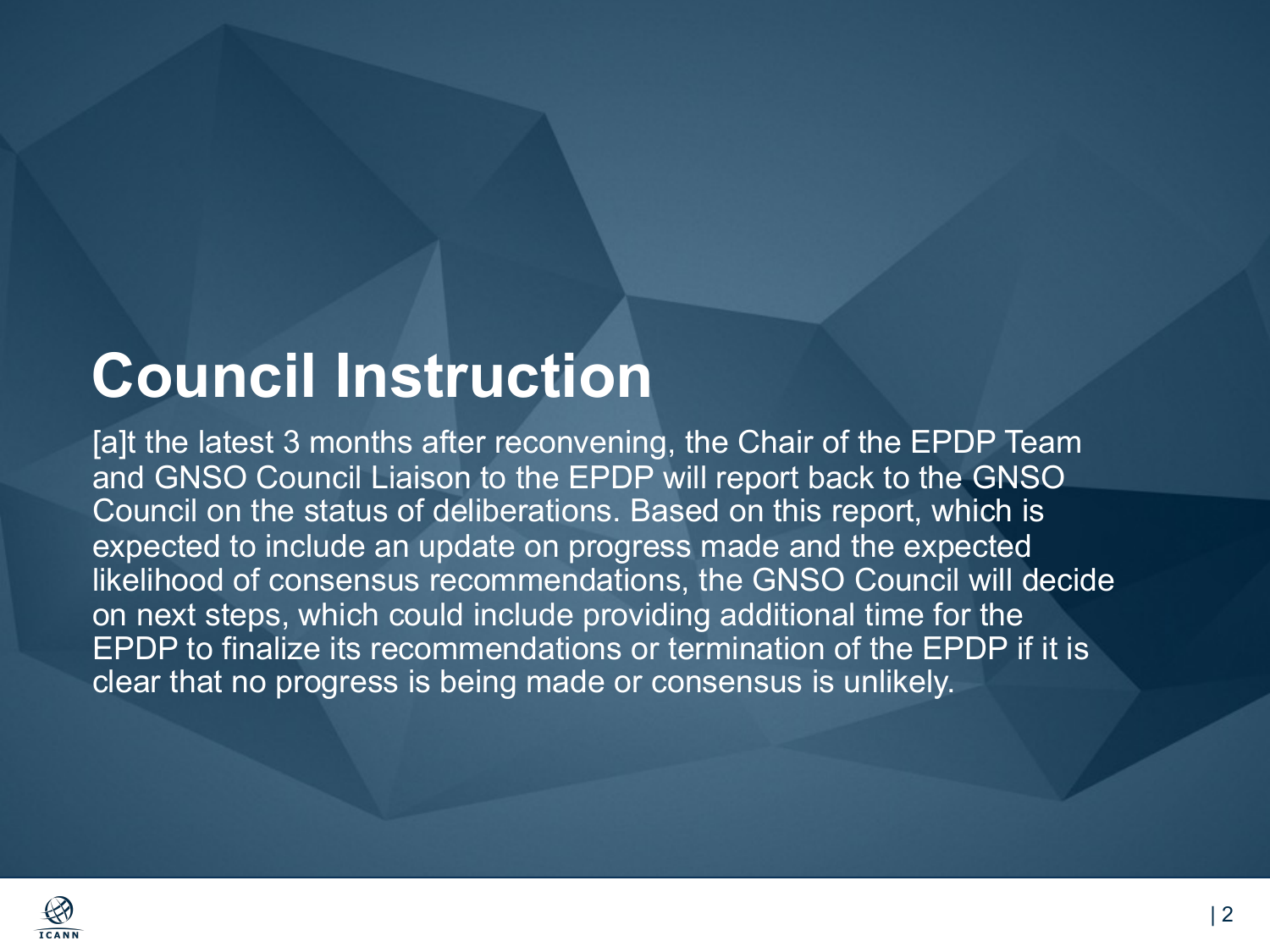# Council Instruction

[a]t the latest 3 months after reconvening, the Chair of the EPDP Team and GNSO Council Liaison to the EPDP will report back to the GNSO Council on the status of deliberations. Based on this report, which is expected to include an update on progress made and the expected likelihood of consensus recommendations, the GNSO Council will decide on next steps, which could include providing additional time for the EPDP to finalize its recommendations or termination of the EPDP if it is clear that no progress is being made or consensus is unlikely.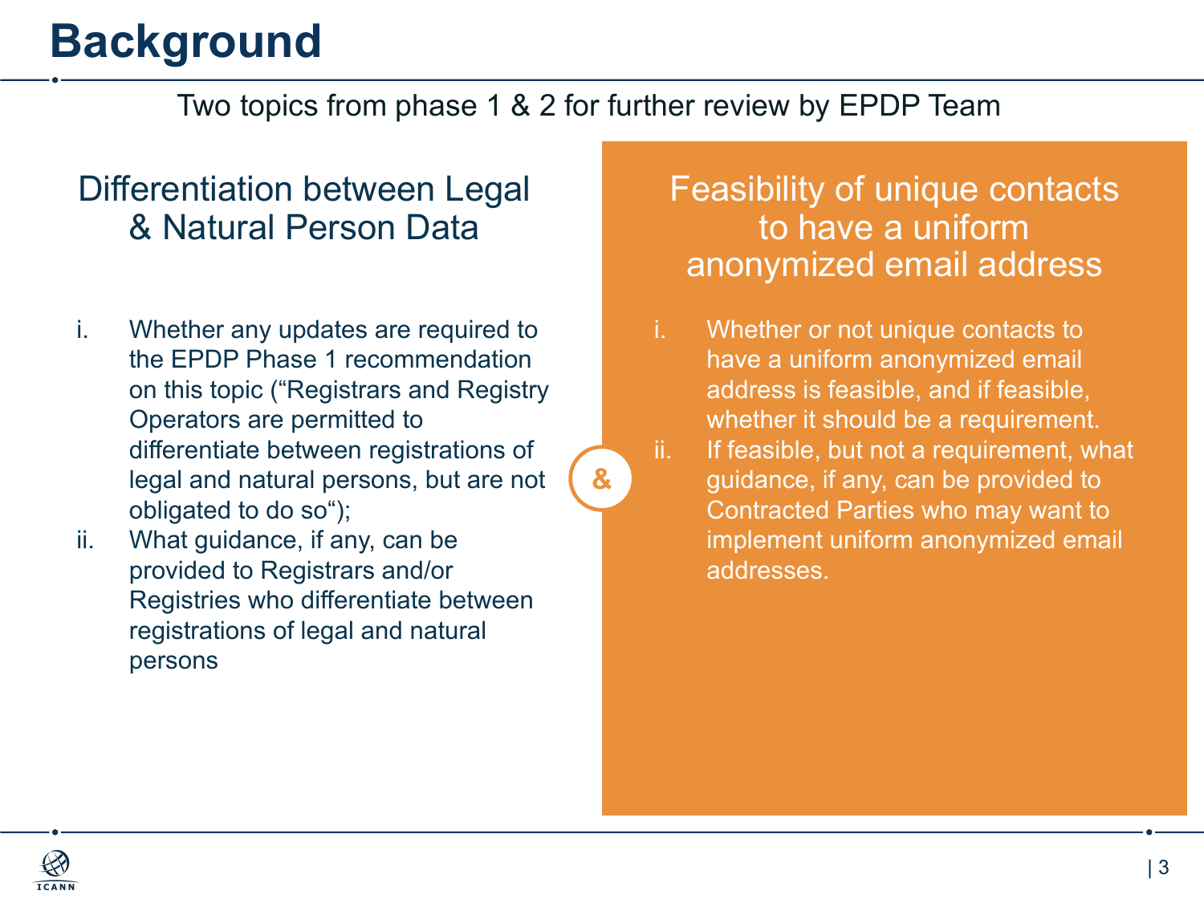# Background

Two topics from phase 1 & 2 for further review by EPDP Team

## Differentiation between Legal & Natural Person Data

i. Whether any updates are required to the EPDP Phase 1 recommendation on this topic ("Registrars and Registry Operators are permitted to differentiate between registrations of legal and natural persons, but are not obligated to do so");

ii. What guidance, if any, can be provided to Registrars and/or Registries who differentiate between registrations of legal and natural persons

&

## Feasibility of unique contacts to have a uniform anonymized email address

i. Whether or not unique contacts to have a uniform anonymized email address is feasible, and if feasible, whether it should be a requirement.

ii. If feasible, but not a requirement, what guidance, if any, can be provided to Contracted Parties who may want to implement uniform anonymized email addresses.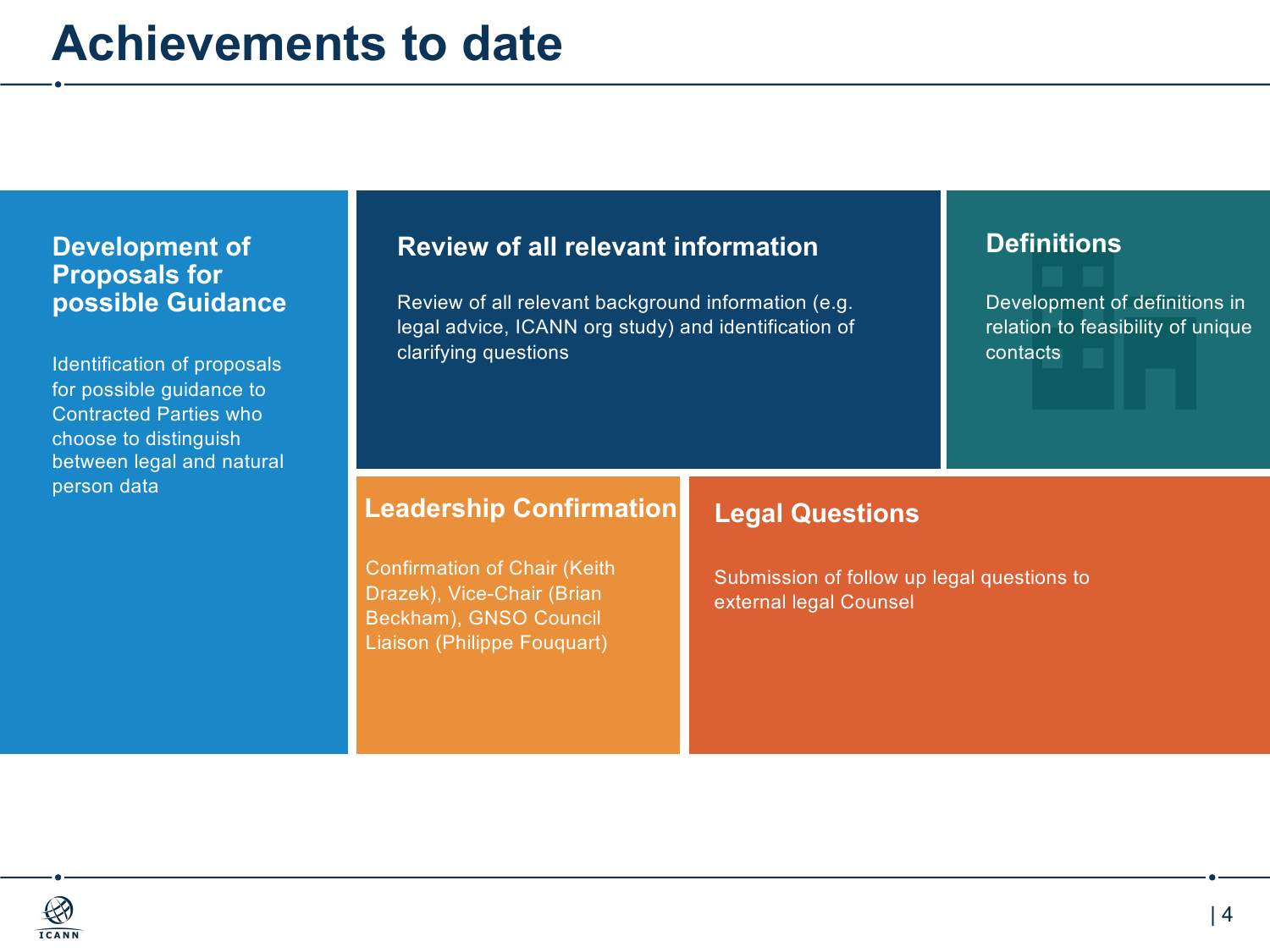# Achievements to date

## Development of Proposals for possible Guidance

Identification of proposals for possible guidance to Contracted Parties who choose to distinguish between legal and natural person data

## Review of all relevant information

Review of all relevant background information (e.g. legal advice, ICANN org study) and identification of clarifying questions

## Definitions

Development of definitions in relation to feasibility of unique contacts

## Leadership Confirmation

Confirmation of Chair (Keith Drazek), Vice-Chair (Brian Beckham), GNSO Council Liaison (Philippe Fouquart)

## Legal Questions

Submission of follow up legal questions to external legal Counsel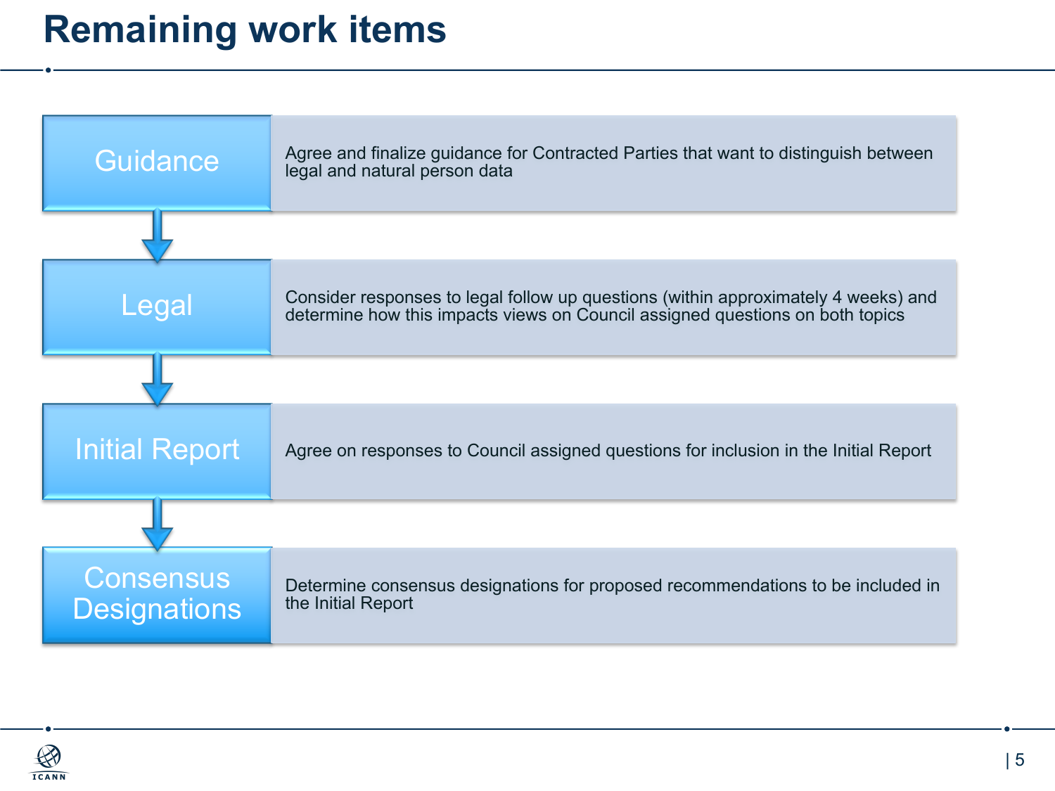# Remaining work items

| | |
|---|---|
| **Guidance** | Agree and finalize guidance for Contracted Parties that want to distinguish between legal and natural person data |
| **Legal** | Consider responses to legal follow up questions (within approximately 4 weeks) and determine how this impacts views on Council assigned questions on both topics |
| **Initial Report** | Agree on responses to Council assigned questions for inclusion in the Initial Report |
| **Consensus Designations** | Determine consensus designations for proposed recommendations to be included in the Initial Report |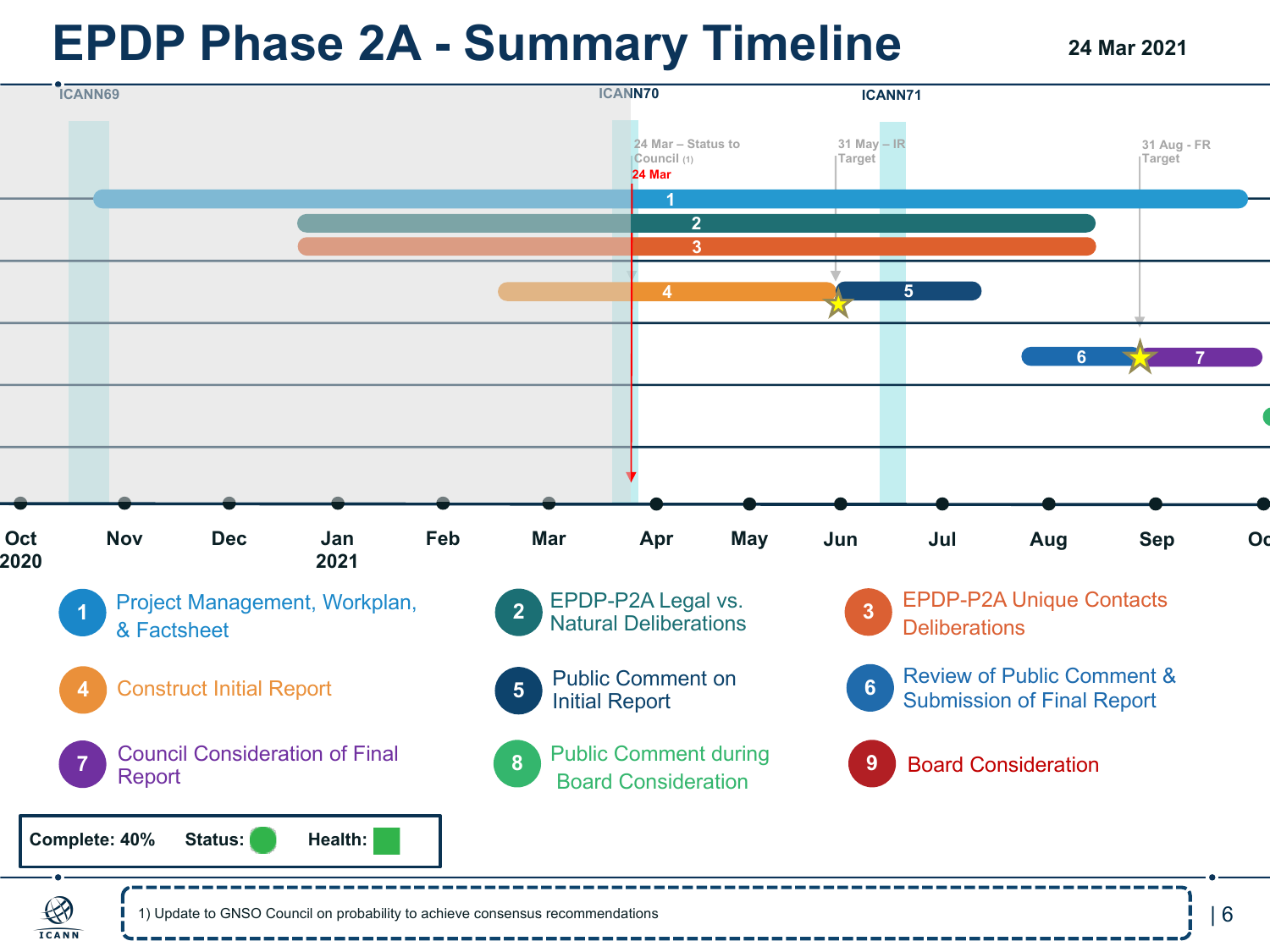# EPDP Phase 2A - Summary Timeline

24 Mar 2021

ICANN69 | ICANN70 | ICANN71

24 Mar – Status to Council (1)

24 Mar

31 May – IR Target

31 Aug - FR Target

Oct 2020 | Nov | Dec | Jan 2021 | Feb | Mar | Apr | May | Jun | Jul | Aug | Sep | Oct

1. Project Management, Workplan, & Factsheet
2. EPDP-P2A Legal vs. Natural Deliberations
3. EPDP-P2A Unique Contacts Deliberations
4. Construct Initial Report
5. Public Comment on Initial Report
6. Review of Public Comment & Submission of Final Report
7. Council Consideration of Final Report
8. Public Comment during Board Consideration
9. Board Consideration

**Complete: 40%** **Status:** ● **Health:** ■

1) Update to GNSO Council on probability to achieve consensus recommendations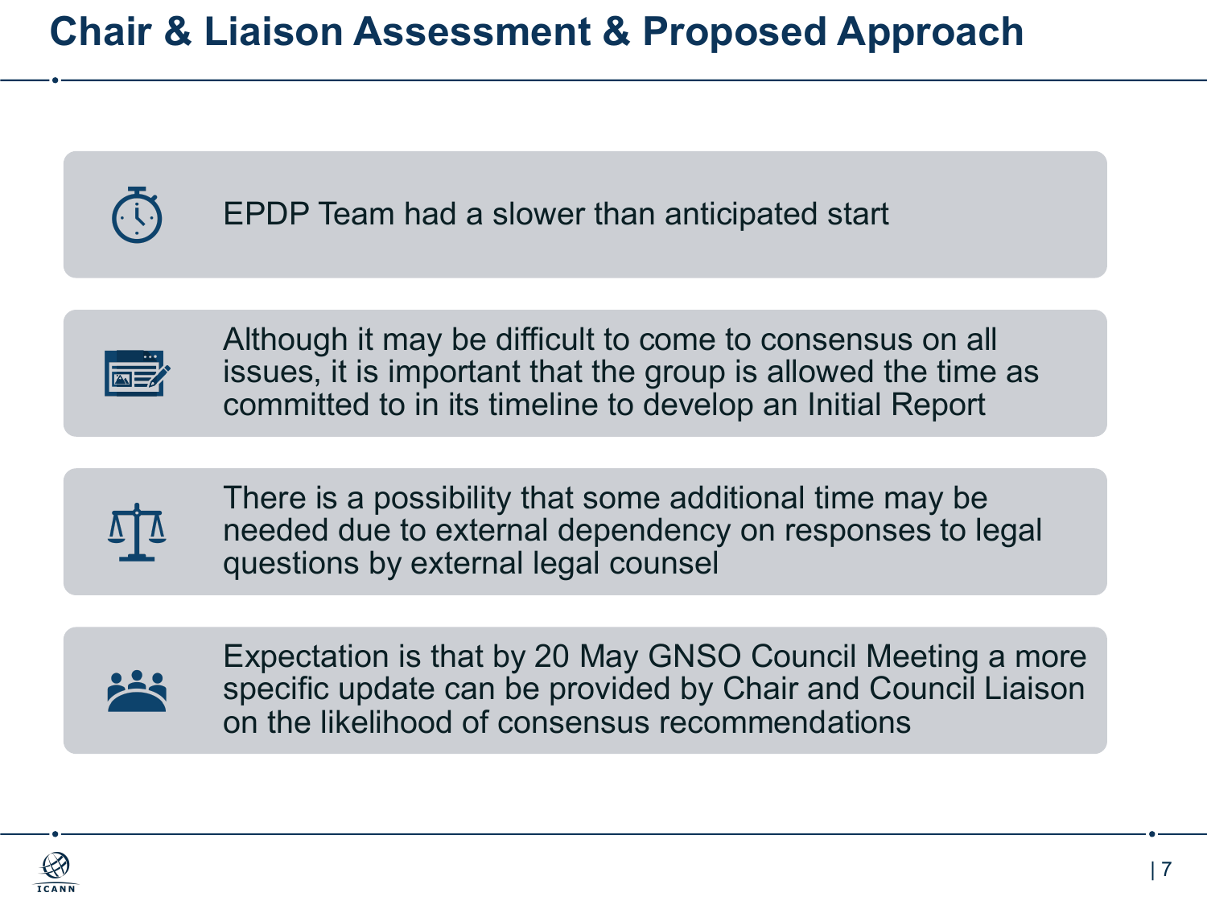# Chair & Liaison Assessment & Proposed Approach

- EPDP Team had a slower than anticipated start
- Although it may be difficult to come to consensus on all issues, it is important that the group is allowed the time as committed to in its timeline to develop an Initial Report
- There is a possibility that some additional time may be needed due to external dependency on responses to legal questions by external legal counsel
- Expectation is that by 20 May GNSO Council Meeting a more specific update can be provided by Chair and Council Liaison on the likelihood of consensus recommendations